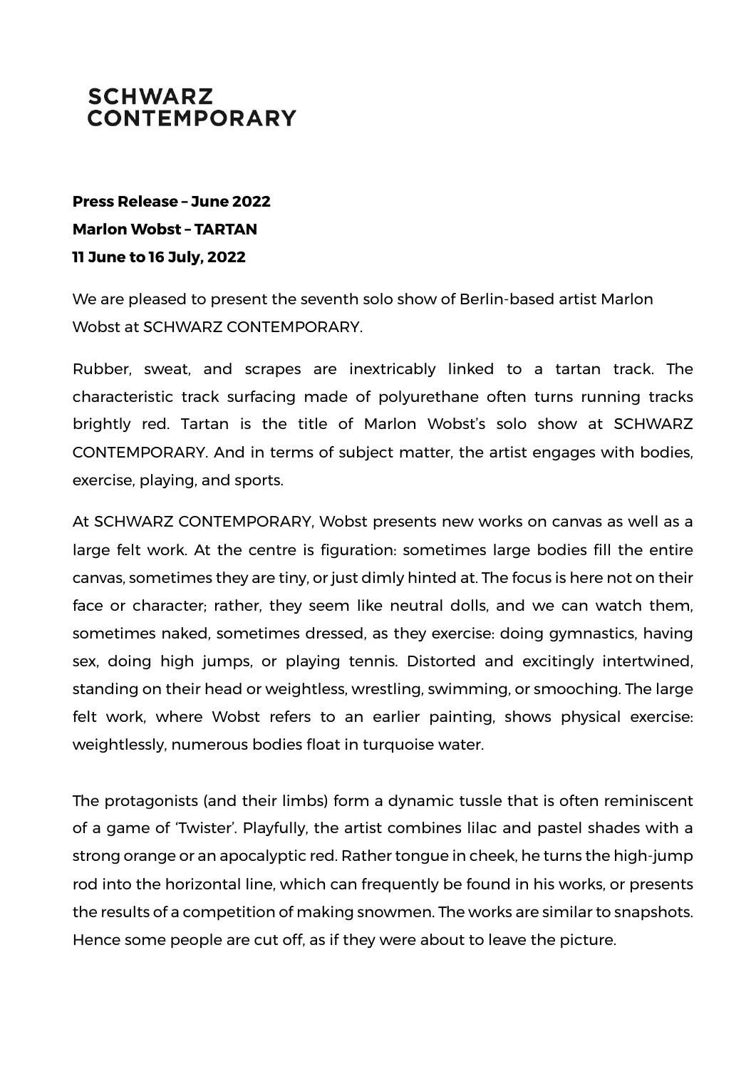# SCHWARZ CONTEMPORARY

**Press Release – June 2022**
**Marlon Wobst – TARTAN**
**11 June to 16 July, 2022**

We are pleased to present the seventh solo show of Berlin-based artist Marlon Wobst at SCHWARZ CONTEMPORARY.

Rubber, sweat, and scrapes are inextricably linked to a tartan track. The characteristic track surfacing made of polyurethane often turns running tracks brightly red. Tartan is the title of Marlon Wobst's solo show at SCHWARZ CONTEMPORARY. And in terms of subject matter, the artist engages with bodies, exercise, playing, and sports.

At SCHWARZ CONTEMPORARY, Wobst presents new works on canvas as well as a large felt work. At the centre is figuration: sometimes large bodies fill the entire canvas, sometimes they are tiny, or just dimly hinted at. The focus is here not on their face or character; rather, they seem like neutral dolls, and we can watch them, sometimes naked, sometimes dressed, as they exercise: doing gymnastics, having sex, doing high jumps, or playing tennis. Distorted and excitingly intertwined, standing on their head or weightless, wrestling, swimming, or smooching. The large felt work, where Wobst refers to an earlier painting, shows physical exercise: weightlessly, numerous bodies float in turquoise water.

The protagonists (and their limbs) form a dynamic tussle that is often reminiscent of a game of 'Twister'. Playfully, the artist combines lilac and pastel shades with a strong orange or an apocalyptic red. Rather tongue in cheek, he turns the high-jump rod into the horizontal line, which can frequently be found in his works, or presents the results of a competition of making snowmen. The works are similar to snapshots. Hence some people are cut off, as if they were about to leave the picture.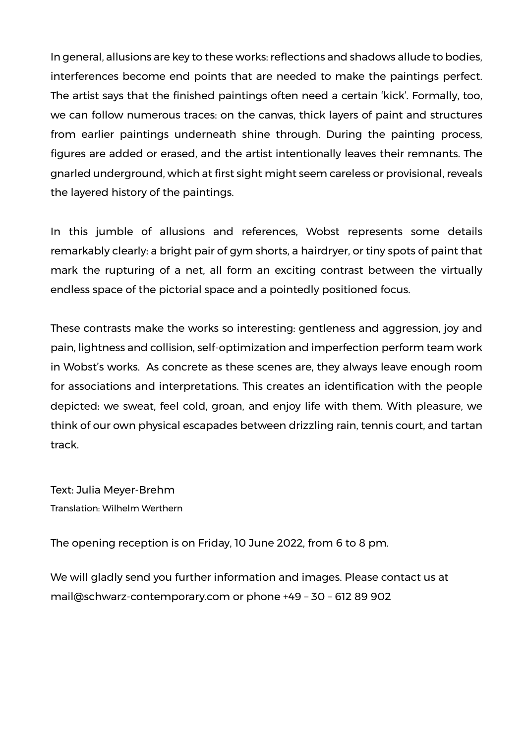In general, allusions are key to these works: reflections and shadows allude to bodies, interferences become end points that are needed to make the paintings perfect. The artist says that the finished paintings often need a certain 'kick'. Formally, too, we can follow numerous traces: on the canvas, thick layers of paint and structures from earlier paintings underneath shine through. During the painting process, figures are added or erased, and the artist intentionally leaves their remnants. The gnarled underground, which at first sight might seem careless or provisional, reveals the layered history of the paintings.

In this jumble of allusions and references, Wobst represents some details remarkably clearly: a bright pair of gym shorts, a hairdryer, or tiny spots of paint that mark the rupturing of a net, all form an exciting contrast between the virtually endless space of the pictorial space and a pointedly positioned focus.

These contrasts make the works so interesting: gentleness and aggression, joy and pain, lightness and collision, self-optimization and imperfection perform team work in Wobst's works. As concrete as these scenes are, they always leave enough room for associations and interpretations. This creates an identification with the people depicted: we sweat, feel cold, groan, and enjoy life with them. With pleasure, we think of our own physical escapades between drizzling rain, tennis court, and tartan track.

Text: Julia Meyer-Brehm
Translation: Wilhelm Werthern

The opening reception is on Friday, 10 June 2022, from 6 to 8 pm.

We will gladly send you further information and images. Please contact us at mail@schwarz-contemporary.com or phone +49 – 30 – 612 89 902